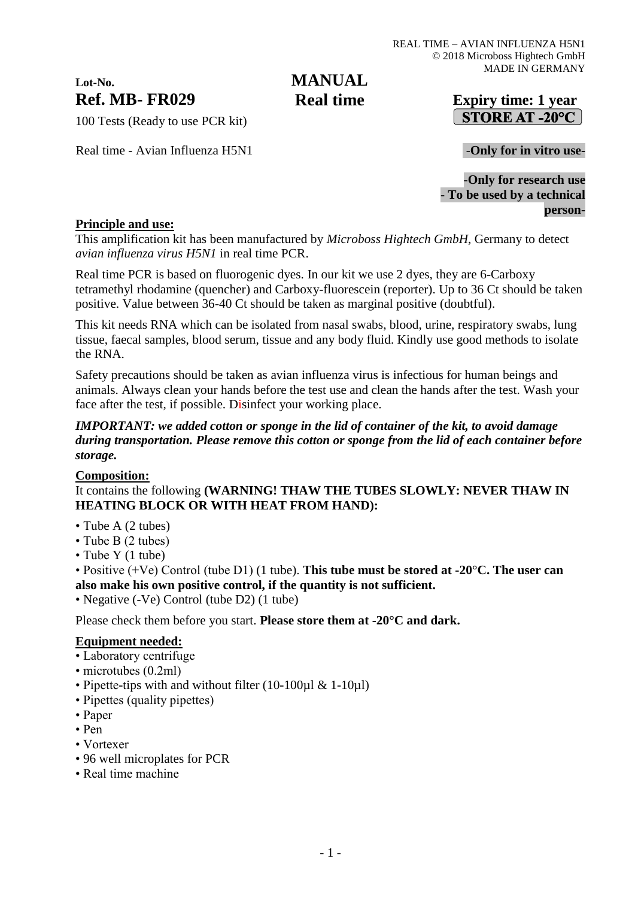REAL TIME – AVIAN INFLUENZA H5N1
© 2018 Microboss Hightech GmbH
MADE IN GERMANY

**Lot-No.**

**Ref. MB- FR029**

100 Tests (Ready to use PCR kit)

# MANUAL
# Real time

**Expiry time: 1 year**

**STORE AT -20°C**

Real time - Avian Influenza H5N1

**-Only for in vitro use-**

**-Only for research use**
**- To be used by a technical person-**

## Principle and use:

This amplification kit has been manufactured by *Microboss Hightech GmbH*, Germany to detect *avian influenza virus H5N1* in real time PCR.

Real time PCR is based on fluorogenic dyes. In our kit we use 2 dyes, they are 6-Carboxy tetramethyl rhodamine (quencher) and Carboxy-fluorescein (reporter). Up to 36 Ct should be taken positive. Value between 36-40 Ct should be taken as marginal positive (doubtful).

This kit needs RNA which can be isolated from nasal swabs, blood, urine, respiratory swabs, lung tissue, faecal samples, blood serum, tissue and any body fluid. Kindly use good methods to isolate the RNA.

Safety precautions should be taken as avian influenza virus is infectious for human beings and animals. Always clean your hands before the test use and clean the hands after the test. Wash your face after the test, if possible. Disinfect your working place.

***IMPORTANT: we added cotton or sponge in the lid of container of the kit, to avoid damage during transportation. Please remove this cotton or sponge from the lid of each container before storage.***

## Composition:

It contains the following **(WARNING! THAW THE TUBES SLOWLY: NEVER THAW IN HEATING BLOCK OR WITH HEAT FROM HAND):**

- Tube A (2 tubes)
- Tube B (2 tubes)
- Tube Y (1 tube)
- Positive (+Ve) Control (tube D1) (1 tube). **This tube must be stored at -20°C. The user can also make his own positive control, if the quantity is not sufficient.**
- Negative (-Ve) Control (tube D2) (1 tube)

Please check them before you start. **Please store them at -20°C and dark.**

## Equipment needed:

- Laboratory centrifuge
- microtubes (0.2ml)
- Pipette-tips with and without filter (10-100µl & 1-10µl)
- Pipettes (quality pipettes)
- Paper
- Pen
- Vortexer
- 96 well microplates for PCR
- Real time machine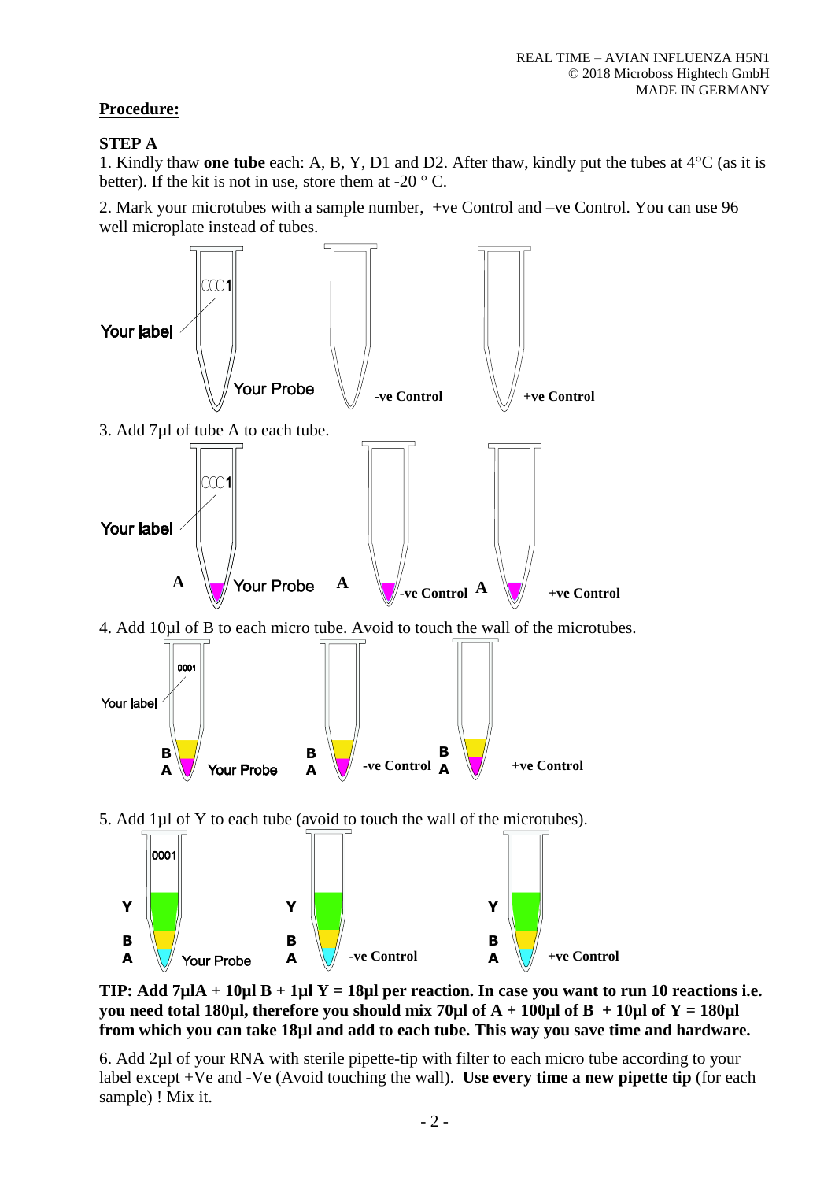## **Procedure:**

### **STEP A**

1. Kindly thaw **one tube** each: A, B, Y, D1 and D2. After thaw, kindly put the tubes at 4°C (as it is better). If the kit is not in use, store them at -20 ° C.

2. Mark your microtubes with a sample number, +ve Control and –ve Control. You can use 96 well microplate instead of tubes.

Your label 0001 Your Probe **-ve Control** **+ve Control**

3. Add 7µl of tube A to each tube.

Your label 0001 **A** Your Probe **A** **-ve Control** **A** **+ve Control**

4. Add 10µl of B to each micro tube. Avoid to touch the wall of the microtubes.

Your label 0001 B A Your Probe B A **-ve Control** B A **+ve Control**

5. Add 1µl of Y to each tube (avoid to touch the wall of the microtubes).

0001 Y B A Your Probe Y B A **-ve Control** Y B A **+ve Control**

**TIP: Add 7µlA + 10µl B + 1µl Y = 18µl per reaction. In case you want to run 10 reactions i.e. you need total 180µl, therefore you should mix 70µl of A + 100µl of B + 10µl of Y = 180µl from which you can take 18µl and add to each tube. This way you save time and hardware.**

6. Add 2µl of your RNA with sterile pipette-tip with filter to each micro tube according to your label except +Ve and -Ve (Avoid touching the wall). **Use every time a new pipette tip** (for each sample) ! Mix it.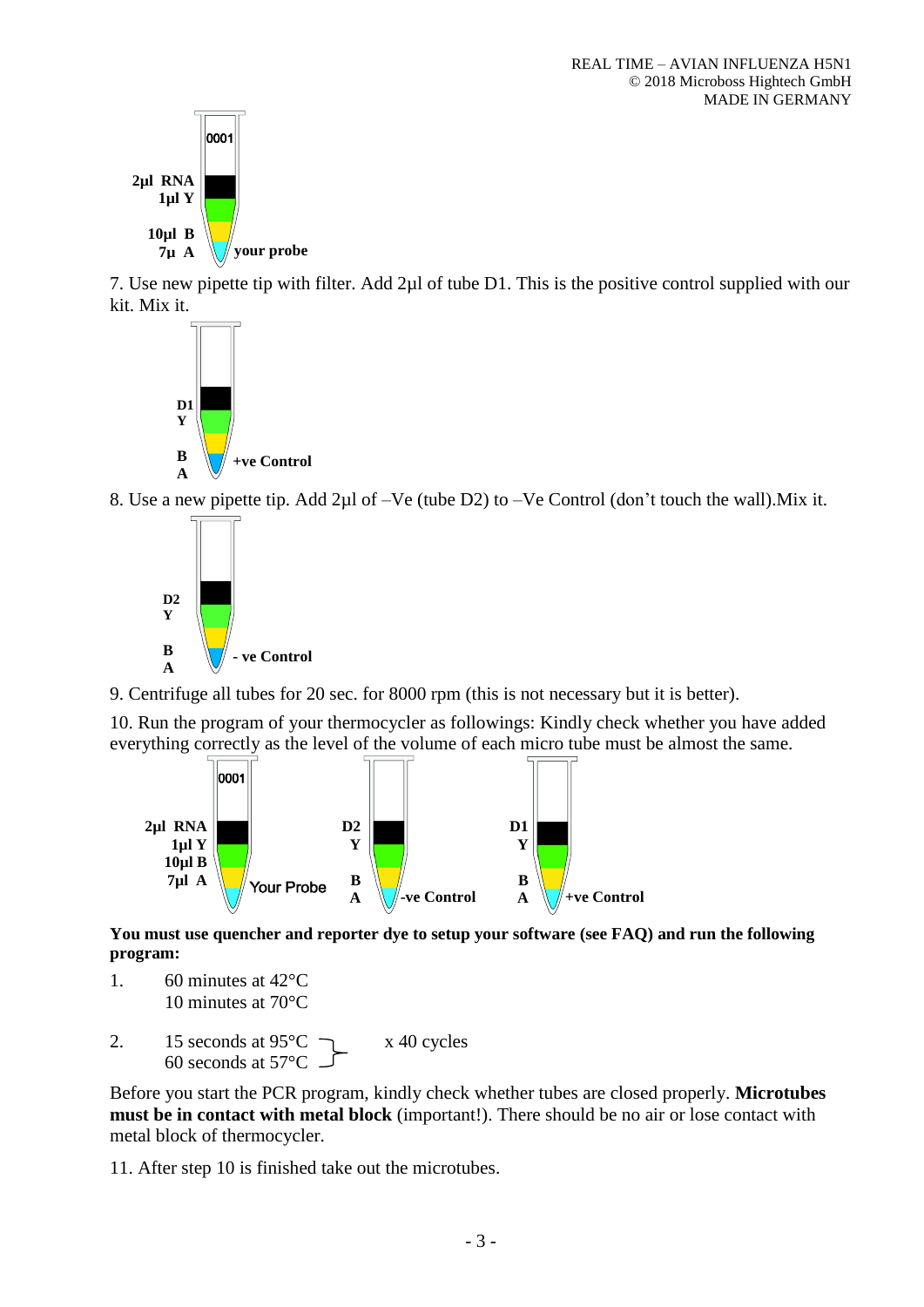2µl RNA
1µl Y
10µl B
7µ A
your probe

7. Use new pipette tip with filter. Add 2µl of tube D1. This is the positive control supplied with our kit. Mix it.

D1
Y
B
A
+ve Control

8. Use a new pipette tip. Add 2µl of –Ve (tube D2) to –Ve Control (don't touch the wall).Mix it.

D2
Y
B
A
- ve Control

9. Centrifuge all tubes for 20 sec. for 8000 rpm (this is not necessary but it is better).

10. Run the program of your thermocycler as followings: Kindly check whether you have added everything correctly as the level of the volume of each micro tube must be almost the same.

2µl RNA
1µl Y
10µl B
7µl A
Your Probe

D2
Y
B
A
-ve Control

D1
Y
B
A
+ve Control

**You must use quencher and reporter dye to setup your software (see FAQ) and run the following program:**

1. 60 minutes at 42°C
   10 minutes at 70°C

2. 15 seconds at 95°C
   60 seconds at 57°C  } x 40 cycles

Before you start the PCR program, kindly check whether tubes are closed properly. **Microtubes must be in contact with metal block** (important!). There should be no air or lose contact with metal block of thermocycler.

11. After step 10 is finished take out the microtubes.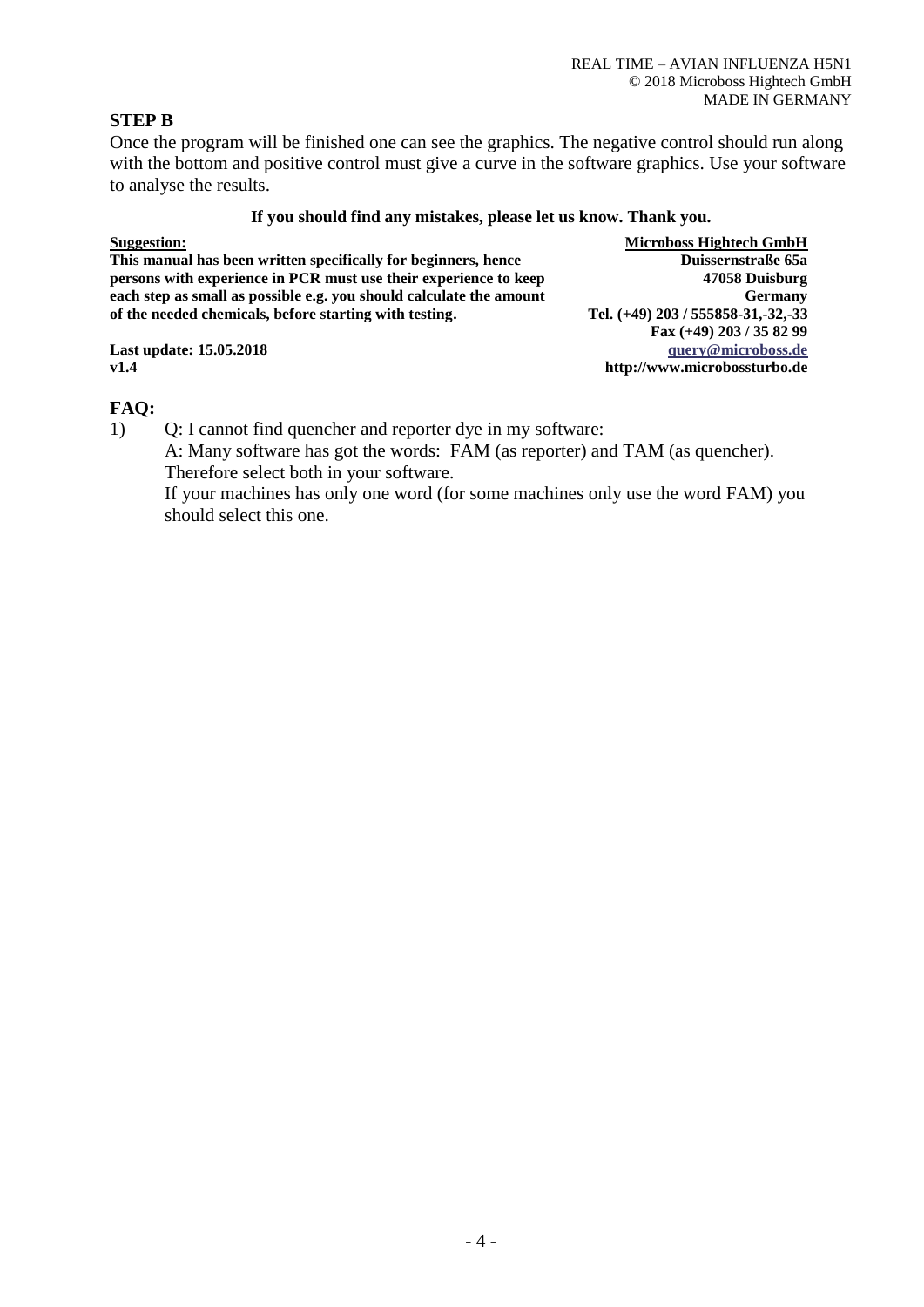**STEP B**

Once the program will be finished one can see the graphics. The negative control should run along with the bottom and positive control must give a curve in the software graphics. Use your software to analyse the results.

**If you should find any mistakes, please let us know. Thank you.**

**Suggestion:**
**This manual has been written specifically for beginners, hence persons with experience in PCR must use their experience to keep each step as small as possible e.g. you should calculate the amount of the needed chemicals, before starting with testing.**

**Last update: 15.05.2018**
**v1.4**

**Microboss Hightech GmbH**
**Duissernstraße 65a**
**47058 Duisburg**
**Germany**
**Tel. (+49) 203 / 555858-31,-32,-33**
**Fax (+49) 203 / 35 82 99**
**query@microboss.de**
**http://www.microbossturbo.de**

**FAQ:**

1) Q: I cannot find quencher and reporter dye in my software:
   A: Many software has got the words: FAM (as reporter) and TAM (as quencher). Therefore select both in your software.
   If your machines has only one word (for some machines only use the word FAM) you should select this one.